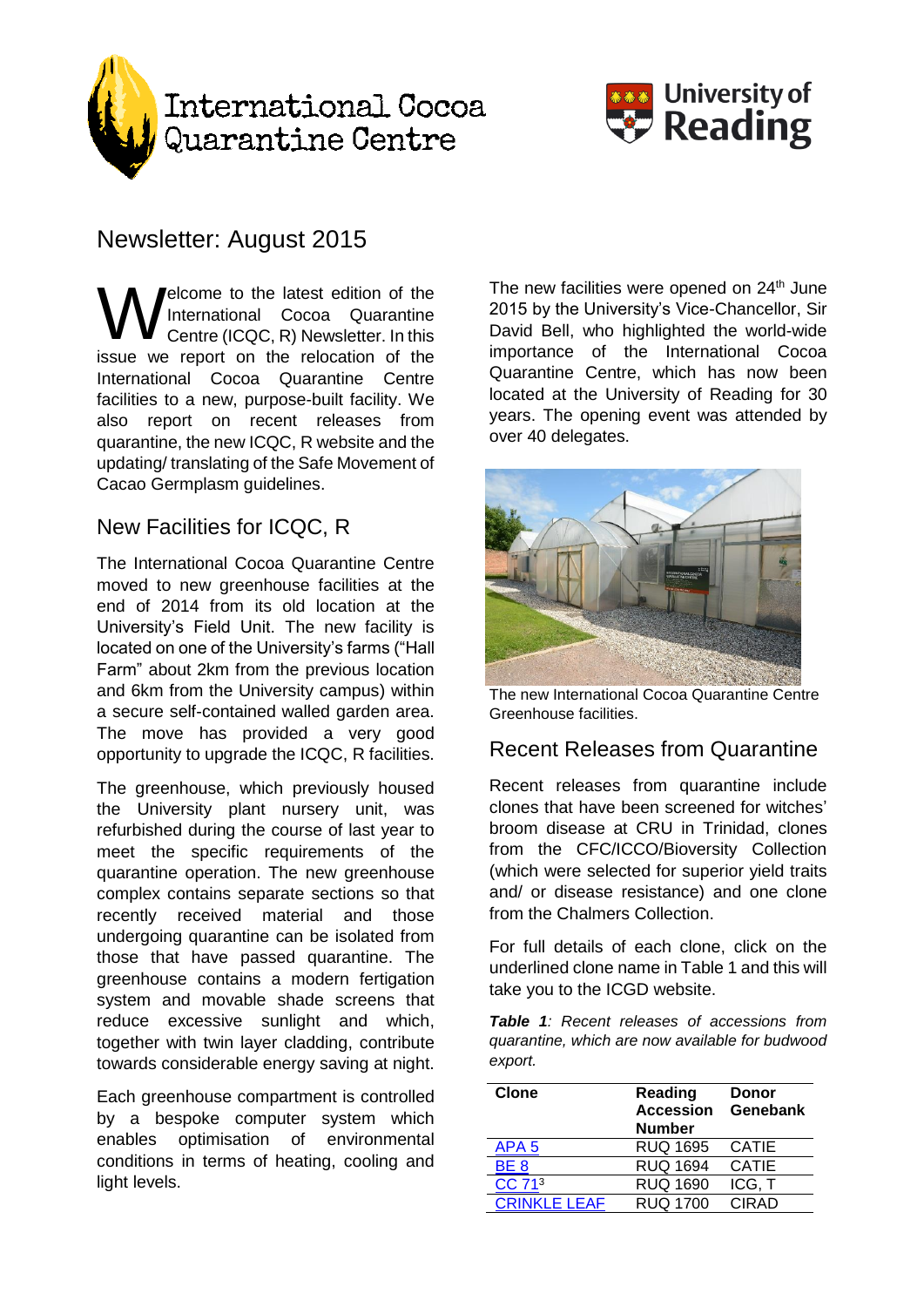International Cocoa Quarantine Centre

University of Reading

# Newsletter: August 2015

Welcome to the latest edition of the International Cocoa Quarantine Centre (ICQC, R) Newsletter. In this issue we report on the relocation of the International Cocoa Quarantine Centre facilities to a new, purpose-built facility. We also report on recent releases from quarantine, the new ICQC, R website and the updating/ translating of the Safe Movement of Cacao Germplasm guidelines.

## New Facilities for ICQC, R

The International Cocoa Quarantine Centre moved to new greenhouse facilities at the end of 2014 from its old location at the University's Field Unit. The new facility is located on one of the University's farms ("Hall Farm" about 2km from the previous location and 6km from the University campus) within a secure self-contained walled garden area. The move has provided a very good opportunity to upgrade the ICQC, R facilities.

The greenhouse, which previously housed the University plant nursery unit, was refurbished during the course of last year to meet the specific requirements of the quarantine operation. The new greenhouse complex contains separate sections so that recently received material and those undergoing quarantine can be isolated from those that have passed quarantine. The greenhouse contains a modern fertigation system and movable shade screens that reduce excessive sunlight and which, together with twin layer cladding, contribute towards considerable energy saving at night.

Each greenhouse compartment is controlled by a bespoke computer system which enables optimisation of environmental conditions in terms of heating, cooling and light levels.

The new facilities were opened on 24th June 2015 by the University's Vice-Chancellor, Sir David Bell, who highlighted the world-wide importance of the International Cocoa Quarantine Centre, which has now been located at the University of Reading for 30 years. The opening event was attended by over 40 delegates.

The new International Cocoa Quarantine Centre Greenhouse facilities.

## Recent Releases from Quarantine

Recent releases from quarantine include clones that have been screened for witches' broom disease at CRU in Trinidad, clones from the CFC/ICCO/Bioversity Collection (which were selected for superior yield traits and/ or disease resistance) and one clone from the Chalmers Collection.

For full details of each clone, click on the underlined clone name in Table 1 and this will take you to the ICGD website.

***Table 1**: Recent releases of accessions from quarantine, which are now available for budwood export.*

| Clone | Reading Accession Number | Donor Genebank |
|---|---|---|
| APA 5 | RUQ 1695 | CATIE |
| BE 8 | RUQ 1694 | CATIE |
| CC 71[3] | RUQ 1690 | ICG, T |
| CRINKLE LEAF | RUQ 1700 | CIRAD |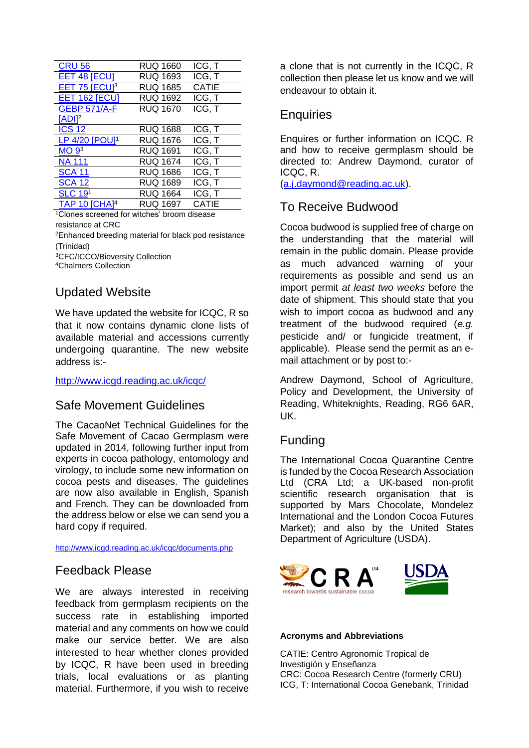| | | |
|---|---|---|
| CRU 56 | RUQ 1660 | ICG, T |
| EET 48 [ECU] | RUQ 1693 | ICG, T |
| EET 75 [ECU][3] | RUQ 1685 | CATIE |
| EET 162 [ECU] | RUQ 1692 | ICG, T |
| GEBP 571/A-F [ADI][2] | RUQ 1670 | ICG, T |
| ICS 12 | RUQ 1688 | ICG, T |
| LP 4/20 [POU][1] | RUQ 1676 | ICG, T |
| MO 9[3] | RUQ 1691 | ICG, T |
| NA 111 | RUQ 1674 | ICG, T |
| SCA 11 | RUQ 1686 | ICG, T |
| SCA 12 | RUQ 1689 | ICG, T |
| SLC 19[1] | RUQ 1664 | ICG, T |
| TAP 10 [CHA][4] | RUQ 1697 | CATIE |

[1]Clones screened for witches' broom disease resistance at CRC
[2]Enhanced breeding material for black pod resistance (Trinidad)
[3]CFC/ICCO/Bioversity Collection
[4]Chalmers Collection

## Updated Website

We have updated the website for ICQC, R so that it now contains dynamic clone lists of available material and accessions currently undergoing quarantine. The new website address is:-

http://www.icgd.reading.ac.uk/icqc/

## Safe Movement Guidelines

The CacaoNet Technical Guidelines for the Safe Movement of Cacao Germplasm were updated in 2014, following further input from experts in cocoa pathology, entomology and virology, to include some new information on cocoa pests and diseases. The guidelines are now also available in English, Spanish and French. They can be downloaded from the address below or else we can send you a hard copy if required.

http://www.icgd.reading.ac.uk/icqc/documents.php

## Feedback Please

We are always interested in receiving feedback from germplasm recipients on the success rate in establishing imported material and any comments on how we could make our service better. We are also interested to hear whether clones provided by ICQC, R have been used in breeding trials, local evaluations or as planting material. Furthermore, if you wish to receive a clone that is not currently in the ICQC, R collection then please let us know and we will endeavour to obtain it.

## Enquiries

Enquires or further information on ICQC, R and how to receive germplasm should be directed to: Andrew Daymond, curator of ICQC, R.
(a.j.daymond@reading.ac.uk).

## To Receive Budwood

Cocoa budwood is supplied free of charge on the understanding that the material will remain in the public domain. Please provide as much advanced warning of your requirements as possible and send us an import permit *at least two weeks* before the date of shipment. This should state that you wish to import cocoa as budwood and any treatment of the budwood required (*e.g.* pesticide and/ or fungicide treatment, if applicable). Please send the permit as an e-mail attachment or by post to:-

Andrew Daymond, School of Agriculture, Policy and Development, the University of Reading, Whiteknights, Reading, RG6 6AR, UK.

## Funding

The International Cocoa Quarantine Centre is funded by the Cocoa Research Association Ltd (CRA Ltd; a UK-based non-profit scientific research organisation that is supported by Mars Chocolate, Mondelez International and the London Cocoa Futures Market); and also by the United States Department of Agriculture (USDA).

CRA Ltd. research towards sustainable cocoa

USDA

**Acronyms and Abbreviations**

CATIE: Centro Agronomic Tropical de Investigión y Enseñanza
CRC: Cocoa Research Centre (formerly CRU)
ICG, T: International Cocoa Genebank, Trinidad